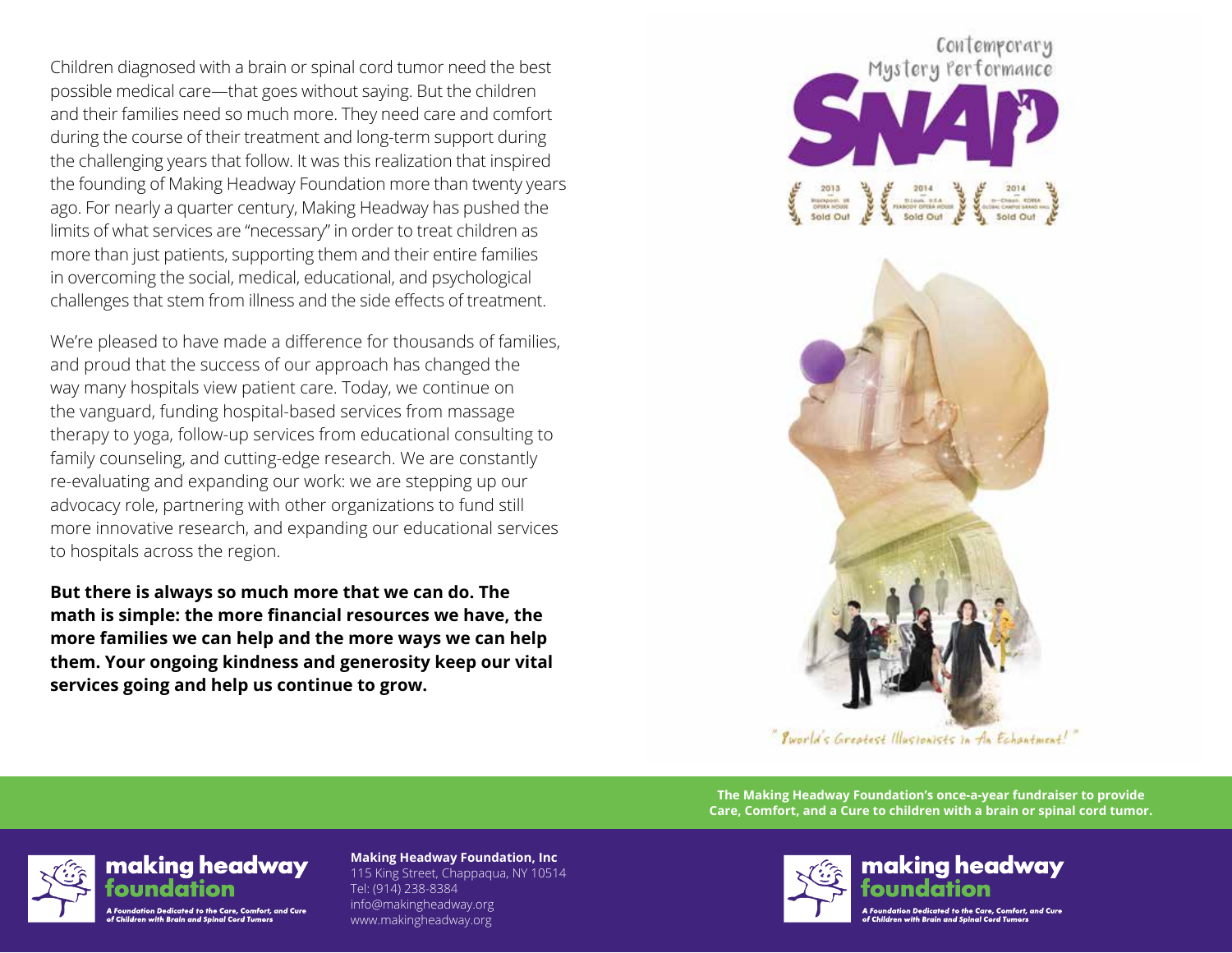Children diagnosed with a brain or spinal cord tumor need the best possible medical care—that goes without saying. But the children and their families need so much more. They need care and comfort during the course of their treatment and long-term support during the challenging years that follow. It was this realization that inspired the founding of Making Headway Foundation more than twenty years ago. For nearly a quarter century, Making Headway has pushed the limits of what services are "necessary" in order to treat children as more than just patients, supporting them and their entire families in overcoming the social, medical, educational, and psychological challenges that stem from illness and the side effects of treatment.

We're pleased to have made a difference for thousands of families, and proud that the success of our approach has changed the way many hospitals view patient care. Today, we continue on the vanguard, funding hospital-based services from massage therapy to yoga, follow-up services from educational consulting to family counseling, and cutting-edge research. We are constantly re-evaluating and expanding our work: we are stepping up our advocacy role, partnering with other organizations to fund still more innovative research, and expanding our educational services to hospitals across the region.

**But there is always so much more that we can do. The math is simple: the more financial resources we have, the more families we can help and the more ways we can help them. Your ongoing kindness and generosity keep our vital services going and help us continue to grow.**

Contemporary Mystery Performance

# SNAP

2013 Blackpool, UK Opera House Sold Out

2014 St.Louis, U.S.A. Peabody Opera House Sold Out

2014 In-Cheon, Korea Global Campus Grand Hall Sold Out

"World's Greatest Illusionists in An Enchantment!"

**The Making Headway Foundation's once-a-year fundraiser to provide Care, Comfort, and a Cure to children with a brain or spinal cord tumor.**

**making headway foundation**

*A Foundation Dedicated to the Care, Comfort, and Cure of Children with Brain and Spinal Cord Tumors*

**Making Headway Foundation, Inc**
115 King Street, Chappaqua, NY 10514
Tel: (914) 238-8384
info@makingheadway.org
www.makingheadway.org

**making headway foundation**

*A Foundation Dedicated to the Care, Comfort, and Cure of Children with Brain and Spinal Cord Tumors*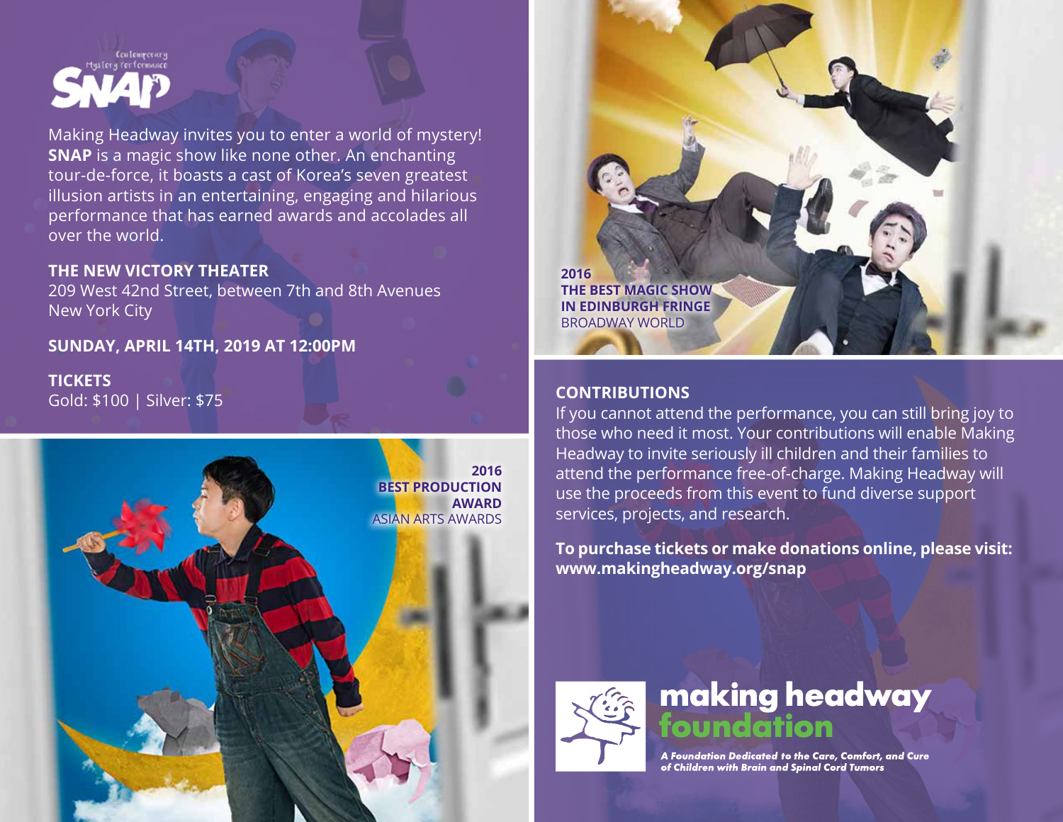Contemporary Mystery Performance

# SNAP

Making Headway invites you to enter a world of mystery! **SNAP** is a magic show like none other. An enchanting tour-de-force, it boasts a cast of Korea's seven greatest illusion artists in an entertaining, engaging and hilarious performance that has earned awards and accolades all over the world.

**THE NEW VICTORY THEATER**
209 West 42nd Street, between 7th and 8th Avenues
New York City

**SUNDAY, APRIL 14TH, 2019 AT 12:00PM**

**TICKETS**
Gold: $100 | Silver: $75

**2016**
**BEST PRODUCTION AWARD**
ASIAN ARTS AWARDS

**2016**
**THE BEST MAGIC SHOW IN EDINBURGH FRINGE**
BROADWAY WORLD

**CONTRIBUTIONS**

If you cannot attend the performance, you can still bring joy to those who need it most. Your contributions will enable Making Headway to invite seriously ill children and their families to attend the performance free-of-charge. Making Headway will use the proceeds from this event to fund diverse support services, projects, and research.

**To purchase tickets or make donations online, please visit: www.makingheadway.org/snap**

**making headway foundation**

*A Foundation Dedicated to the Care, Comfort, and Cure of Children with Brain and Spinal Cord Tumors*